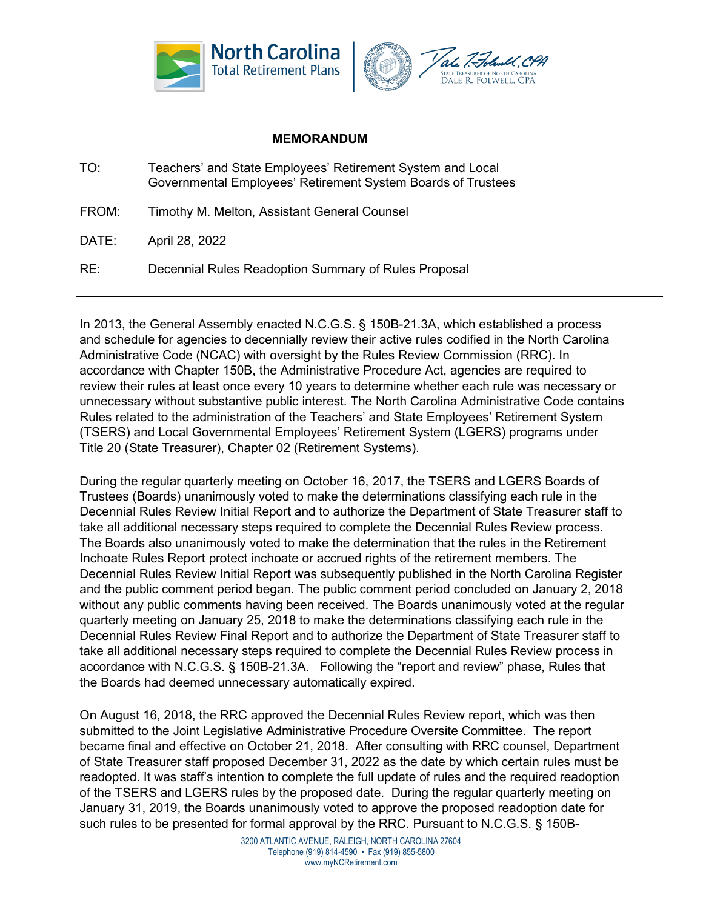**MEMORANDUM**

TO: Teachers' and State Employees' Retirement System and Local Governmental Employees' Retirement System Boards of Trustees

FROM: Timothy M. Melton, Assistant General Counsel

DATE: April 28, 2022

RE: Decennial Rules Readoption Summary of Rules Proposal

---

In 2013, the General Assembly enacted N.C.G.S. § 150B-21.3A, which established a process and schedule for agencies to decennially review their active rules codified in the North Carolina Administrative Code (NCAC) with oversight by the Rules Review Commission (RRC). In accordance with Chapter 150B, the Administrative Procedure Act, agencies are required to review their rules at least once every 10 years to determine whether each rule was necessary or unnecessary without substantive public interest. The North Carolina Administrative Code contains Rules related to the administration of the Teachers' and State Employees' Retirement System (TSERS) and Local Governmental Employees' Retirement System (LGERS) programs under Title 20 (State Treasurer), Chapter 02 (Retirement Systems).

During the regular quarterly meeting on October 16, 2017, the TSERS and LGERS Boards of Trustees (Boards) unanimously voted to make the determinations classifying each rule in the Decennial Rules Review Initial Report and to authorize the Department of State Treasurer staff to take all additional necessary steps required to complete the Decennial Rules Review process. The Boards also unanimously voted to make the determination that the rules in the Retirement Inchoate Rules Report protect inchoate or accrued rights of the retirement members. The Decennial Rules Review Initial Report was subsequently published in the North Carolina Register and the public comment period began. The public comment period concluded on January 2, 2018 without any public comments having been received. The Boards unanimously voted at the regular quarterly meeting on January 25, 2018 to make the determinations classifying each rule in the Decennial Rules Review Final Report and to authorize the Department of State Treasurer staff to take all additional necessary steps required to complete the Decennial Rules Review process in accordance with N.C.G.S. § 150B-21.3A. Following the "report and review" phase, Rules that the Boards had deemed unnecessary automatically expired.

On August 16, 2018, the RRC approved the Decennial Rules Review report, which was then submitted to the Joint Legislative Administrative Procedure Oversite Committee. The report became final and effective on October 21, 2018. After consulting with RRC counsel, Department of State Treasurer staff proposed December 31, 2022 as the date by which certain rules must be readopted. It was staff's intention to complete the full update of rules and the required readoption of the TSERS and LGERS rules by the proposed date. During the regular quarterly meeting on January 31, 2019, the Boards unanimously voted to approve the proposed readoption date for such rules to be presented for formal approval by the RRC. Pursuant to N.C.G.S. § 150B-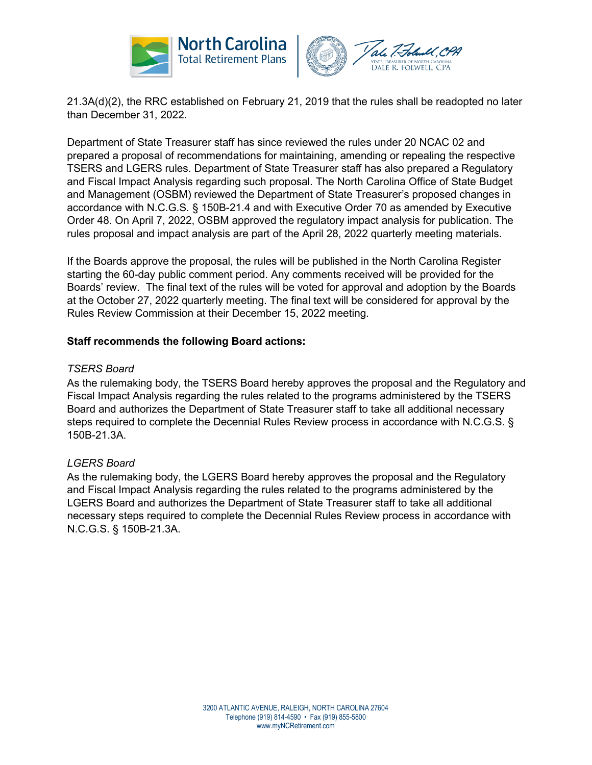21.3A(d)(2), the RRC established on February 21, 2019 that the rules shall be readopted no later than December 31, 2022.

Department of State Treasurer staff has since reviewed the rules under 20 NCAC 02 and prepared a proposal of recommendations for maintaining, amending or repealing the respective TSERS and LGERS rules. Department of State Treasurer staff has also prepared a Regulatory and Fiscal Impact Analysis regarding such proposal. The North Carolina Office of State Budget and Management (OSBM) reviewed the Department of State Treasurer's proposed changes in accordance with N.C.G.S. § 150B-21.4 and with Executive Order 70 as amended by Executive Order 48. On April 7, 2022, OSBM approved the regulatory impact analysis for publication. The rules proposal and impact analysis are part of the April 28, 2022 quarterly meeting materials.

If the Boards approve the proposal, the rules will be published in the North Carolina Register starting the 60-day public comment period. Any comments received will be provided for the Boards' review. The final text of the rules will be voted for approval and adoption by the Boards at the October 27, 2022 quarterly meeting. The final text will be considered for approval by the Rules Review Commission at their December 15, 2022 meeting.

**Staff recommends the following Board actions:**

*TSERS Board*
As the rulemaking body, the TSERS Board hereby approves the proposal and the Regulatory and Fiscal Impact Analysis regarding the rules related to the programs administered by the TSERS Board and authorizes the Department of State Treasurer staff to take all additional necessary steps required to complete the Decennial Rules Review process in accordance with N.C.G.S. § 150B-21.3A.

*LGERS Board*
As the rulemaking body, the LGERS Board hereby approves the proposal and the Regulatory and Fiscal Impact Analysis regarding the rules related to the programs administered by the LGERS Board and authorizes the Department of State Treasurer staff to take all additional necessary steps required to complete the Decennial Rules Review process in accordance with N.C.G.S. § 150B-21.3A.